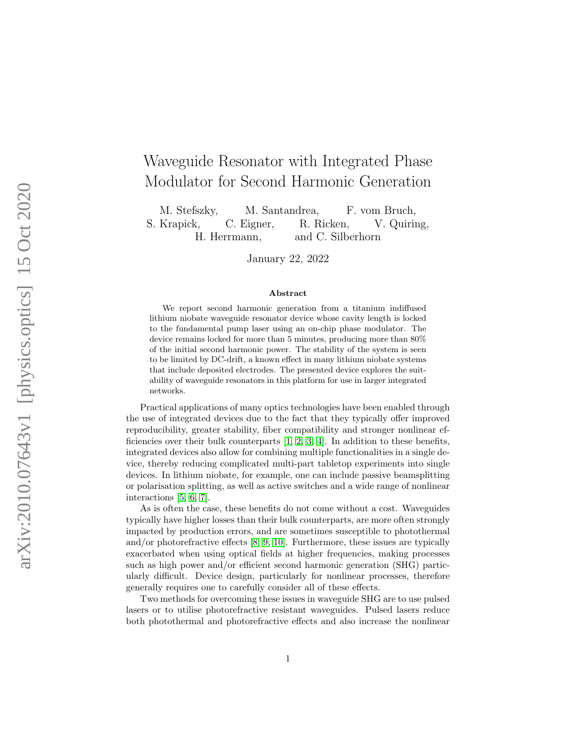# Waveguide Resonator with Integrated Phase Modulator for Second Harmonic Generation

M. Stefszky, M. Santandrea, F. vom Bruch, S. Krapick, C. Eigner, R. Ricken, V. Quiring, H. Herrmann, and C. Silberhorn

January 22, 2022

### Abstract

We report second harmonic generation from a titanium indiffused lithium niobate waveguide resonator device whose cavity length is locked to the fundamental pump laser using an on-chip phase modulator. The device remains locked for more than 5 minutes, producing more than 80% of the initial second harmonic power. The stability of the system is seen to be limited by DC-drift, a known effect in many lithium niobate systems that include deposited electrodes. The presented device explores the suitability of waveguide resonators in this platform for use in larger integrated networks.

Practical applications of many optics technologies have been enabled through the use of integrated devices due to the fact that they typically offer improved reproducibility, greater stability, fiber compatibility and stronger nonlinear efficiencies over their bulk counterparts [1, 2, 3, 4]. In addition to these benefits, integrated devices also allow for combining multiple functionalities in a single device, thereby reducing complicated multi-part tabletop experiments into single devices. In lithium niobate, for example, one can include passive beamsplitting or polarisation splitting, as well as active switches and a wide range of nonlinear interactions [5, 6, 7].

As is often the case, these benefits do not come without a cost. Waveguides typically have higher losses than their bulk counterparts, are more often strongly impacted by production errors, and are sometimes susceptible to photothermal and/or photorefractive effects [8, 9, 10]. Furthermore, these issues are typically exacerbated when using optical fields at higher frequencies, making processes such as high power and/or efficient second harmonic generation (SHG) particularly difficult. Device design, particularly for nonlinear processes, therefore generally requires one to carefully consider all of these effects.

Two methods for overcoming these issues in waveguide SHG are to use pulsed lasers or to utilise photorefractive resistant waveguides. Pulsed lasers reduce both photothermal and photorefractive effects and also increase the nonlinear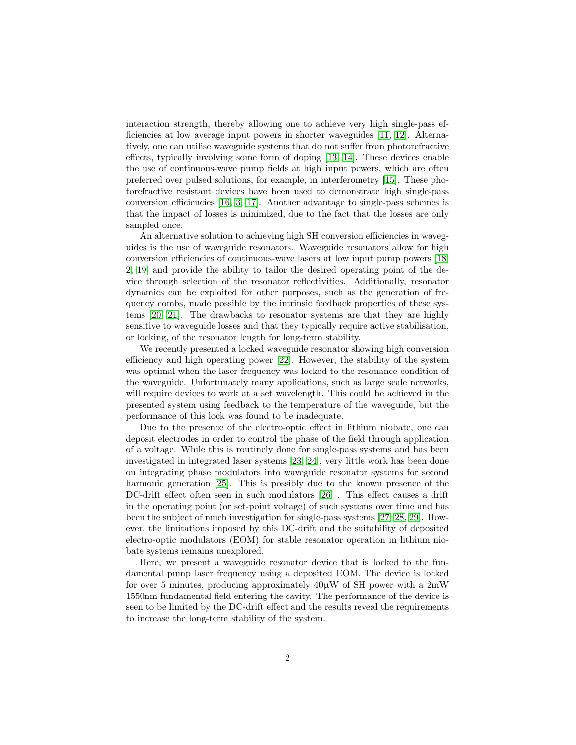interaction strength, thereby allowing one to achieve very high single-pass efficiencies at low average input powers in shorter waveguides [11, 12]. Alternatively, one can utilise waveguide systems that do not suffer from photorefractive effects, typically involving some form of doping [13, 14]. These devices enable the use of continuous-wave pump fields at high input powers, which are often preferred over pulsed solutions, for example, in interferometry [15]. These photorefractive resistant devices have been used to demonstrate high single-pass conversion efficiencies [16, 3, 17]. Another advantage to single-pass schemes is that the impact of losses is minimized, due to the fact that the losses are only sampled once.

An alternative solution to achieving high SH conversion efficiencies in waveguides is the use of waveguide resonators. Waveguide resonators allow for high conversion efficiencies of continuous-wave lasers at low input pump powers [18, 2, 19] and provide the ability to tailor the desired operating point of the device through selection of the resonator reflectivities. Additionally, resonator dynamics can be exploited for other purposes, such as the generation of frequency combs, made possible by the intrinsic feedback properties of these systems [20, 21]. The drawbacks to resonator systems are that they are highly sensitive to waveguide losses and that they typically require active stabilisation, or locking, of the resonator length for long-term stability.

We recently presented a locked waveguide resonator showing high conversion efficiency and high operating power [22]. However, the stability of the system was optimal when the laser frequency was locked to the resonance condition of the waveguide. Unfortunately many applications, such as large scale networks, will require devices to work at a set wavelength. This could be achieved in the presented system using feedback to the temperature of the waveguide, but the performance of this lock was found to be inadequate.

Due to the presence of the electro-optic effect in lithium niobate, one can deposit electrodes in order to control the phase of the field through application of a voltage. While this is routinely done for single-pass systems and has been investigated in integrated laser systems [23, 24], very little work has been done on integrating phase modulators into waveguide resonator systems for second harmonic generation [25]. This is possibly due to the known presence of the DC-drift effect often seen in such modulators [26] . This effect causes a drift in the operating point (or set-point voltage) of such systems over time and has been the subject of much investigation for single-pass systems [27, 28, 29]. However, the limitations imposed by this DC-drift and the suitability of deposited electro-optic modulators (EOM) for stable resonator operation in lithium niobate systems remains unexplored.

Here, we present a waveguide resonator device that is locked to the fundamental pump laser frequency using a deposited EOM. The device is locked for over 5 minutes, producing approximately 40μW of SH power with a 2mW 1550nm fundamental field entering the cavity. The performance of the device is seen to be limited by the DC-drift effect and the results reveal the requirements to increase the long-term stability of the system.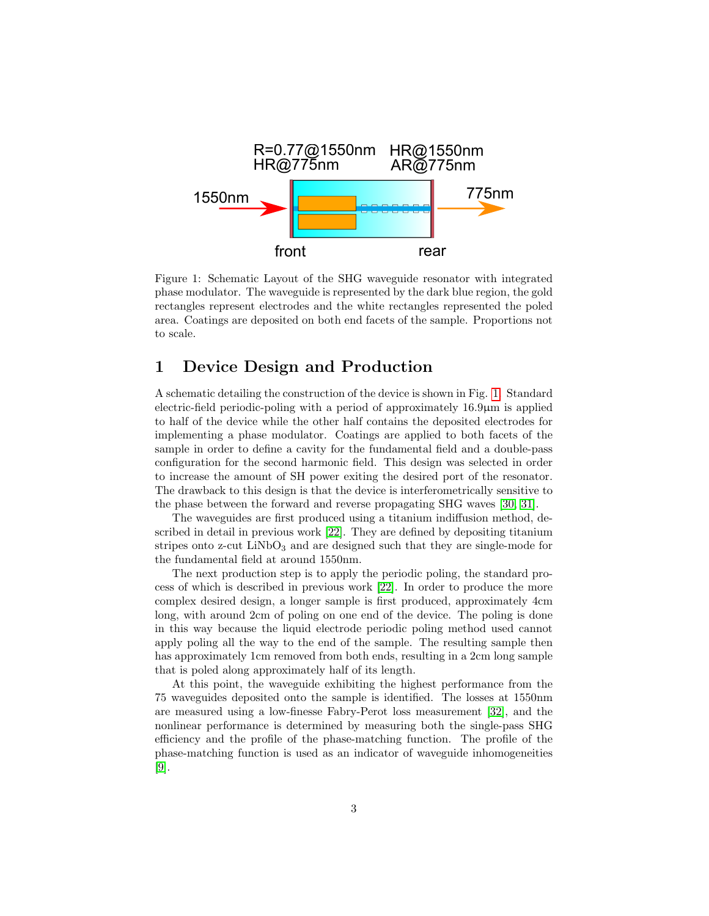Figure 1: Schematic Layout of the SHG waveguide resonator with integrated phase modulator. The waveguide is represented by the dark blue region, the gold rectangles represent electrodes and the white rectangles represented the poled area. Coatings are deposited on both end facets of the sample. Proportions not to scale.

# 1 Device Design and Production

A schematic detailing the construction of the device is shown in Fig. 1. Standard electric-field periodic-poling with a period of approximately 16.9µm is applied to half of the device while the other half contains the deposited electrodes for implementing a phase modulator. Coatings are applied to both facets of the sample in order to define a cavity for the fundamental field and a double-pass configuration for the second harmonic field. This design was selected in order to increase the amount of SH power exiting the desired port of the resonator. The drawback to this design is that the device is interferometrically sensitive to the phase between the forward and reverse propagating SHG waves [30, 31].

The waveguides are first produced using a titanium indiffusion method, described in detail in previous work [22]. They are defined by depositing titanium stripes onto z-cut $LiNbO_3$ and are designed such that they are single-mode for the fundamental field at around 1550nm.

The next production step is to apply the periodic poling, the standard process of which is described in previous work [22]. In order to produce the more complex desired design, a longer sample is first produced, approximately 4cm long, with around 2cm of poling on one end of the device. The poling is done in this way because the liquid electrode periodic poling method used cannot apply poling all the way to the end of the sample. The resulting sample then has approximately 1cm removed from both ends, resulting in a 2cm long sample that is poled along approximately half of its length.

At this point, the waveguide exhibiting the highest performance from the 75 waveguides deposited onto the sample is identified. The losses at 1550nm are measured using a low-finesse Fabry-Perot loss measurement [32], and the nonlinear performance is determined by measuring both the single-pass SHG efficiency and the profile of the phase-matching function. The profile of the phase-matching function is used as an indicator of waveguide inhomogeneities [9].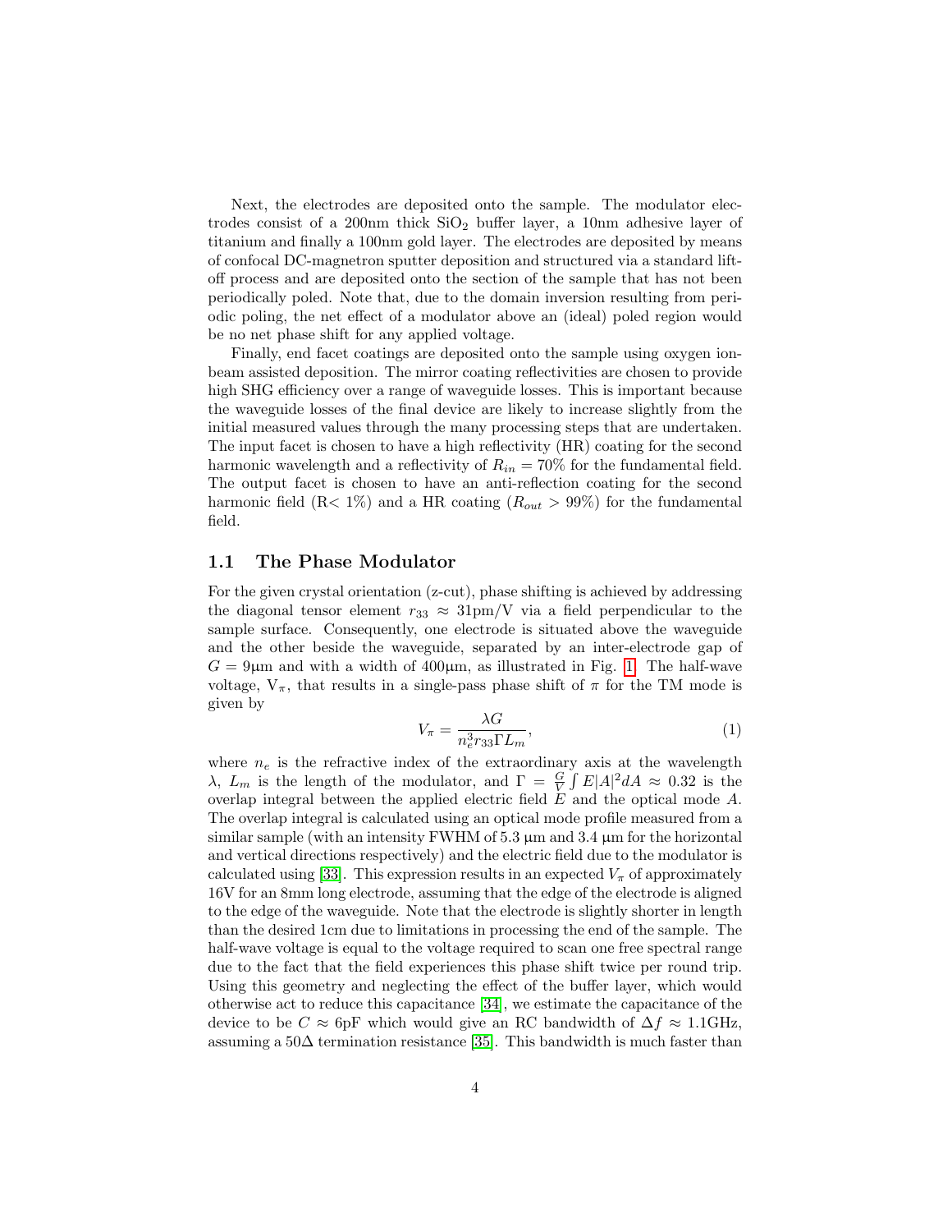Next, the electrodes are deposited onto the sample. The modulator electrodes consist of a 200nm thick $SiO_2$ buffer layer, a 10nm adhesive layer of titanium and finally a 100nm gold layer. The electrodes are deposited by means of confocal DC-magnetron sputter deposition and structured via a standard lift-off process and are deposited onto the section of the sample that has not been periodically poled. Note that, due to the domain inversion resulting from periodic poling, the net effect of a modulator above an (ideal) poled region would be no net phase shift for any applied voltage.

Finally, end facet coatings are deposited onto the sample using oxygen ion-beam assisted deposition. The mirror coating reflectivities are chosen to provide high SHG efficiency over a range of waveguide losses. This is important because the waveguide losses of the final device are likely to increase slightly from the initial measured values through the many processing steps that are undertaken. The input facet is chosen to have a high reflectivity (HR) coating for the second harmonic wavelength and a reflectivity of $R_{in} = 70\%$ for the fundamental field. The output facet is chosen to have an anti-reflection coating for the second harmonic field (R< 1%) and a HR coating ($R_{out} > 99\%$) for the fundamental field.

### 1.1 The Phase Modulator

For the given crystal orientation (z-cut), phase shifting is achieved by addressing the diagonal tensor element $r_{33} \approx 31$pm/V via a field perpendicular to the sample surface. Consequently, one electrode is situated above the waveguide and the other beside the waveguide, separated by an inter-electrode gap of $G = 9$µm and with a width of 400µm, as illustrated in Fig. 1. The half-wave voltage, $V_\pi$, that results in a single-pass phase shift of $\pi$ for the TM mode is given by

$$V_\pi = \frac{\lambda G}{n_e^3 r_{33} \Gamma L_m}, \tag{1}$$

where $n_e$ is the refractive index of the extraordinary axis at the wavelength $\lambda$, $L_m$ is the length of the modulator, and $\Gamma = \frac{G}{V} \int E|A|^2 dA \approx 0.32$ is the overlap integral between the applied electric field $E$ and the optical mode $A$. The overlap integral is calculated using an optical mode profile measured from a similar sample (with an intensity FWHM of 5.3 µm and 3.4 µm for the horizontal and vertical directions respectively) and the electric field due to the modulator is calculated using [33]. This expression results in an expected $V_\pi$ of approximately 16V for an 8mm long electrode, assuming that the edge of the electrode is aligned to the edge of the waveguide. Note that the electrode is slightly shorter in length than the desired 1cm due to limitations in processing the end of the sample. The half-wave voltage is equal to the voltage required to scan one free spectral range due to the fact that the field experiences this phase shift twice per round trip. Using this geometry and neglecting the effect of the buffer layer, which would otherwise act to reduce this capacitance [34], we estimate the capacitance of the device to be $C \approx 6$pF which would give an RC bandwidth of $\Delta f \approx 1.1$GHz, assuming a $50\Delta$ termination resistance [35]. This bandwidth is much faster than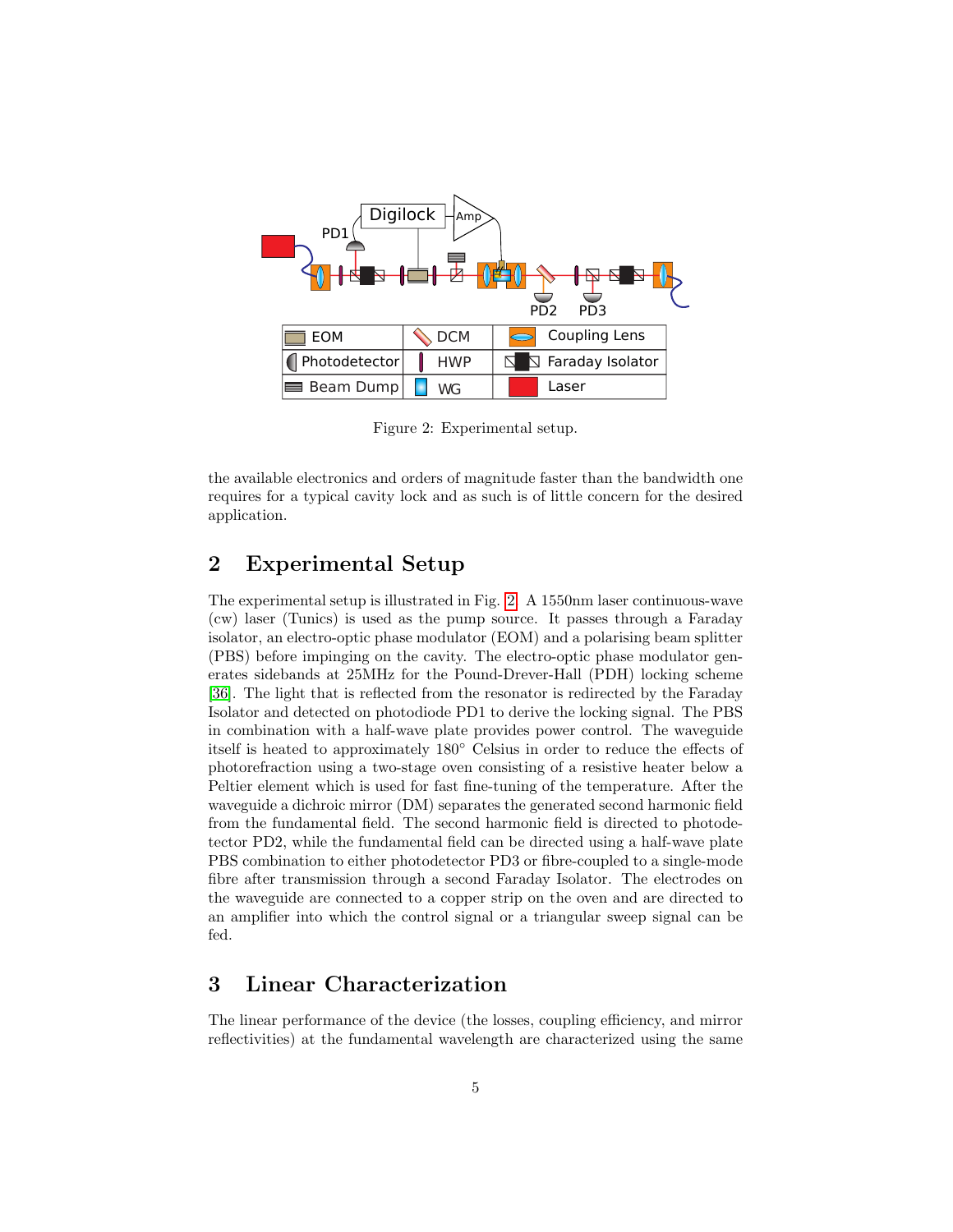Figure 2: Experimental setup.

the available electronics and orders of magnitude faster than the bandwidth one requires for a typical cavity lock and as such is of little concern for the desired application.

## 2 Experimental Setup

The experimental setup is illustrated in Fig. 2. A 1550nm laser continuous-wave (cw) laser (Tunics) is used as the pump source. It passes through a Faraday isolator, an electro-optic phase modulator (EOM) and a polarising beam splitter (PBS) before impinging on the cavity. The electro-optic phase modulator generates sidebands at 25MHz for the Pound-Drever-Hall (PDH) locking scheme [36]. The light that is reflected from the resonator is redirected by the Faraday Isolator and detected on photodiode PD1 to derive the locking signal. The PBS in combination with a half-wave plate provides power control. The waveguide itself is heated to approximately 180° Celsius in order to reduce the effects of photorefraction using a two-stage oven consisting of a resistive heater below a Peltier element which is used for fast fine-tuning of the temperature. After the waveguide a dichroic mirror (DM) separates the generated second harmonic field from the fundamental field. The second harmonic field is directed to photodetector PD2, while the fundamental field can be directed using a half-wave plate PBS combination to either photodetector PD3 or fibre-coupled to a single-mode fibre after transmission through a second Faraday Isolator. The electrodes on the waveguide are connected to a copper strip on the oven and are directed to an amplifier into which the control signal or a triangular sweep signal can be fed.

## 3 Linear Characterization

The linear performance of the device (the losses, coupling efficiency, and mirror reflectivities) at the fundamental wavelength are characterized using the same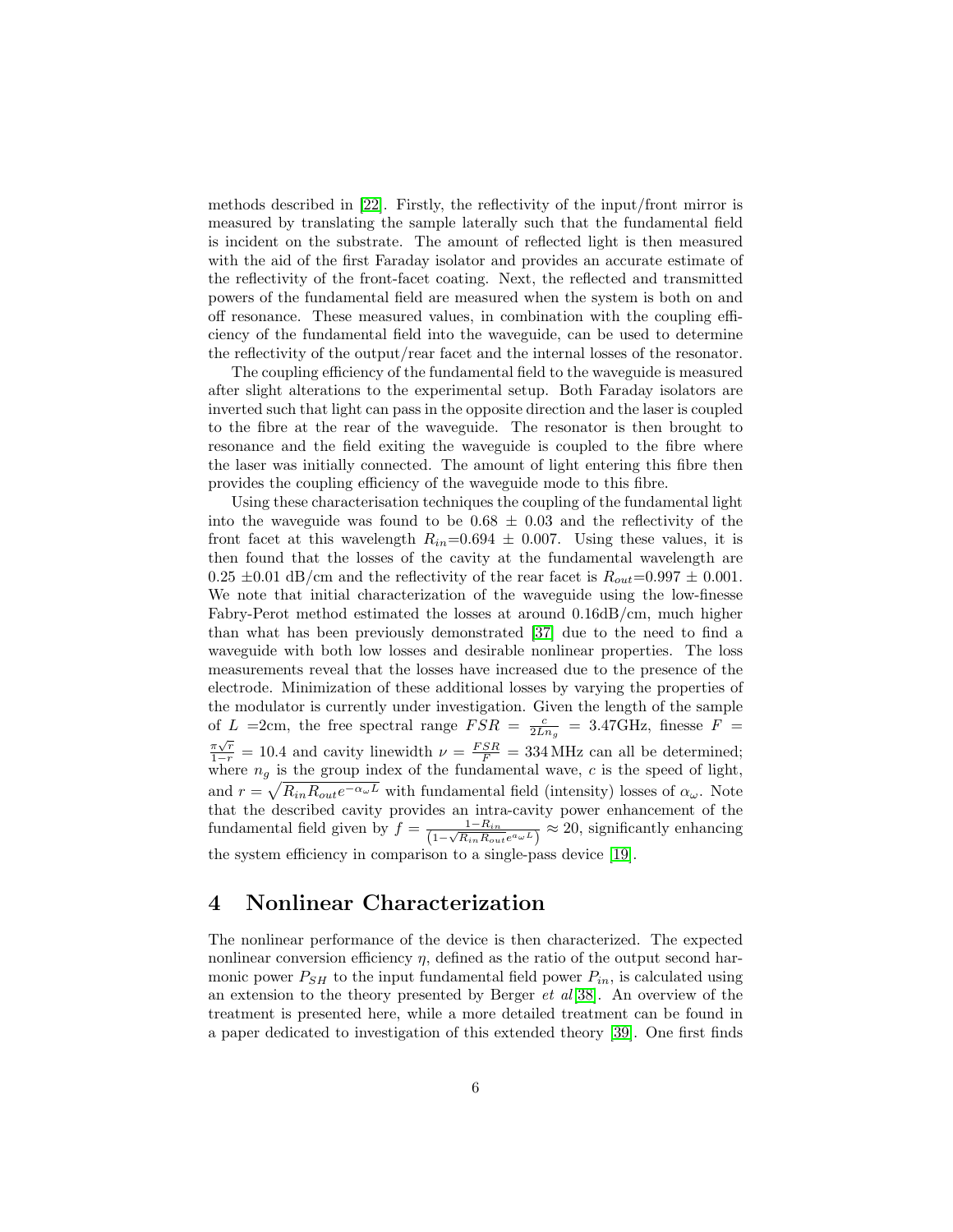methods described in [22]. Firstly, the reflectivity of the input/front mirror is measured by translating the sample laterally such that the fundamental field is incident on the substrate. The amount of reflected light is then measured with the aid of the first Faraday isolator and provides an accurate estimate of the reflectivity of the front-facet coating. Next, the reflected and transmitted powers of the fundamental field are measured when the system is both on and off resonance. These measured values, in combination with the coupling efficiency of the fundamental field into the waveguide, can be used to determine the reflectivity of the output/rear facet and the internal losses of the resonator.

The coupling efficiency of the fundamental field to the waveguide is measured after slight alterations to the experimental setup. Both Faraday isolators are inverted such that light can pass in the opposite direction and the laser is coupled to the fibre at the rear of the waveguide. The resonator is then brought to resonance and the field exiting the waveguide is coupled to the fibre where the laser was initially connected. The amount of light entering this fibre then provides the coupling efficiency of the waveguide mode to this fibre.

Using these characterisation techniques the coupling of the fundamental light into the waveguide was found to be 0.68 $\pm$ 0.03 and the reflectivity of the front facet at this wavelength $R_{in}$=0.694 $\pm$ 0.007. Using these values, it is then found that the losses of the cavity at the fundamental wavelength are 0.25 $\pm$0.01 dB/cm and the reflectivity of the rear facet is $R_{out}$=0.997 $\pm$ 0.001. We note that initial characterization of the waveguide using the low-finesse Fabry-Perot method estimated the losses at around 0.16dB/cm, much higher than what has been previously demonstrated [37] due to the need to find a waveguide with both low losses and desirable nonlinear properties. The loss measurements reveal that the losses have increased due to the presence of the electrode. Minimization of these additional losses by varying the properties of the modulator is currently under investigation. Given the length of the sample of $L$ =2cm, the free spectral range $FSR = \frac{c}{2Ln_g}$ = 3.47GHz, finesse $F = \frac{\pi\sqrt{r}}{1-r}$ = 10.4 and cavity linewidth $\nu = \frac{FSR}{F}$ = 334 MHz can all be determined; where $n_g$ is the group index of the fundamental wave, $c$ is the speed of light, and $r = \sqrt{R_{in}R_{out}e^{-\alpha_\omega L}}$ with fundamental field (intensity) losses of $\alpha_\omega$. Note that the described cavity provides an intra-cavity power enhancement of the fundamental field given by $f = \frac{1-R_{in}}{\left(1-\sqrt{R_{in}R_{out}}e^{a_\omega L}\right)} \approx 20$, significantly enhancing the system efficiency in comparison to a single-pass device [19].

## 4 Nonlinear Characterization

The nonlinear performance of the device is then characterized. The expected nonlinear conversion efficiency $\eta$, defined as the ratio of the output second harmonic power $P_{SH}$ to the input fundamental field power $P_{in}$, is calculated using an extension to the theory presented by Berger *et al*[38]. An overview of the treatment is presented here, while a more detailed treatment can be found in a paper dedicated to investigation of this extended theory [39]. One first finds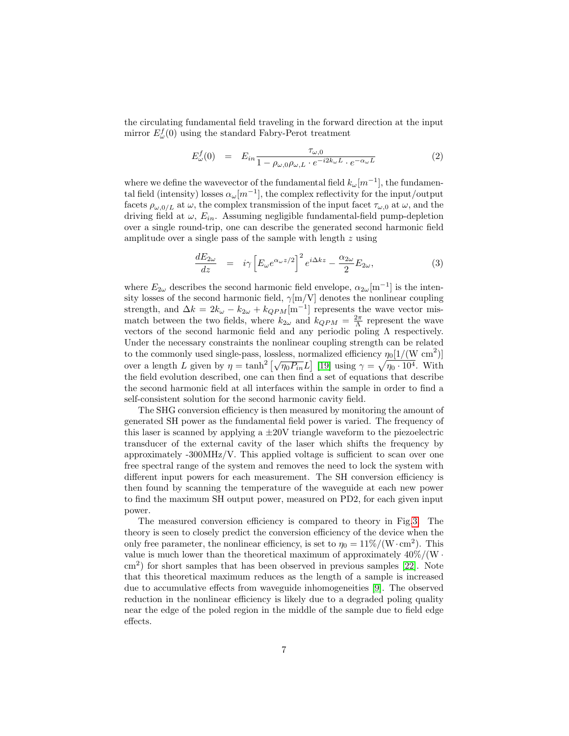the circulating fundamental field traveling in the forward direction at the input mirror $E^f_\omega(0)$ using the standard Fabry-Perot treatment

$$E^f_\omega(0) \;\; = \;\; E_{in}\frac{\tau_{\omega,0}}{1-\rho_{\omega,0}\rho_{\omega,L}\cdot e^{-i2k_\omega L}\cdot e^{-\alpha_\omega L}} \tag{2}$$

where we define the wavevector of the fundamental field $k_\omega[m^{-1}]$, the fundamental field (intensity) losses $\alpha_\omega[m^{-1}]$, the complex reflectivity for the input/output facets $\rho_{\omega,0/L}$ at $\omega$, the complex transmission of the input facet $\tau_{\omega,0}$ at $\omega$, and the driving field at $\omega$, $E_{in}$. Assuming negligible fundamental-field pump-depletion over a single round-trip, one can describe the generated second harmonic field amplitude over a single pass of the sample with length $z$ using

$$\frac{dE_{2\omega}}{dz} \;\; = \;\; i\gamma\left[E_\omega e^{\alpha_\omega z/2}\right]^2 e^{i\Delta kz} - \frac{\alpha_{2\omega}}{2}E_{2\omega}, \tag{3}$$

where $E_{2\omega}$ describes the second harmonic field envelope, $\alpha_{2\omega}[\mathrm{m}^{-1}]$ is the intensity losses of the second harmonic field, $\gamma[\mathrm{m/V}]$ denotes the nonlinear coupling strength, and $\Delta k = 2k_\omega - k_{2\omega} + k_{QPM}[\mathrm{m}^{-1}]$ represents the wave vector mismatch between the two fields, where $k_{2\omega}$ and $k_{QPM} = \frac{2\pi}{\Lambda}$ represent the wave vectors of the second harmonic field and any periodic poling $\Lambda$ respectively. Under the necessary constraints the nonlinear coupling strength can be related to the commonly used single-pass, lossless, normalized efficiency $\eta_0[1/(\mathrm{W\ cm^2})]$ over a length $L$ given by $\eta = \tanh^2\left[\sqrt{\eta_0 P_{in}}L\right]$ [19] using $\gamma = \sqrt{\eta_0 \cdot 10^4}$. With the field evolution described, one can then find a set of equations that describe the second harmonic field at all interfaces within the sample in order to find a self-consistent solution for the second harmonic cavity field.

The SHG conversion efficiency is then measured by monitoring the amount of generated SH power as the fundamental field power is varied. The frequency of this laser is scanned by applying a ±20V triangle waveform to the piezoelectric transducer of the external cavity of the laser which shifts the frequency by approximately -300MHz/V. This applied voltage is sufficient to scan over one free spectral range of the system and removes the need to lock the system with different input powers for each measurement. The SH conversion efficiency is then found by scanning the temperature of the waveguide at each new power to find the maximum SH output power, measured on PD2, for each given input power.

The measured conversion efficiency is compared to theory in Fig.3. The theory is seen to closely predict the conversion efficiency of the device when the only free parameter, the nonlinear efficiency, is set to $\eta_0 = 11\%/(\mathrm{W\cdot cm^2})$. This value is much lower than the theoretical maximum of approximately $40\%/(\mathrm{W\cdot cm^2})$ for short samples that has been observed in previous samples [22]. Note that this theoretical maximum reduces as the length of a sample is increased due to accumulative effects from waveguide inhomogeneities [9]. The observed reduction in the nonlinear efficiency is likely due to a degraded poling quality near the edge of the poled region in the middle of the sample due to field edge effects.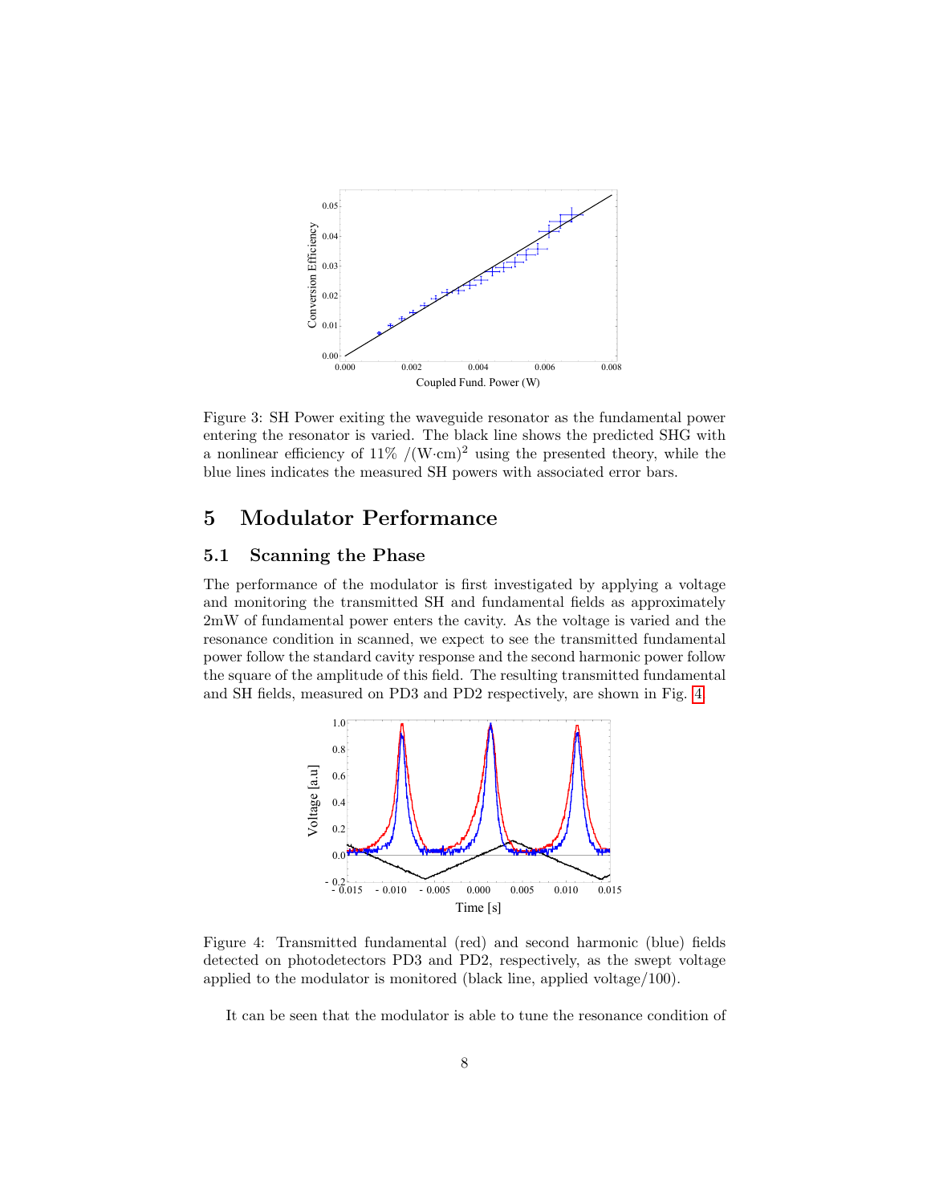Figure 3: SH Power exiting the waveguide resonator as the fundamental power entering the resonator is varied. The black line shows the predicted SHG with a nonlinear efficiency of 11% $/(\mathrm{W{\cdot}cm})^2$ using the presented theory, while the blue lines indicates the measured SH powers with associated error bars.

# 5 Modulator Performance

## 5.1 Scanning the Phase

The performance of the modulator is first investigated by applying a voltage and monitoring the transmitted SH and fundamental fields as approximately 2mW of fundamental power enters the cavity. As the voltage is varied and the resonance condition in scanned, we expect to see the transmitted fundamental power follow the standard cavity response and the second harmonic power follow the square of the amplitude of this field. The resulting transmitted fundamental and SH fields, measured on PD3 and PD2 respectively, are shown in Fig. 4.

Figure 4: Transmitted fundamental (red) and second harmonic (blue) fields detected on photodetectors PD3 and PD2, respectively, as the swept voltage applied to the modulator is monitored (black line, applied voltage/100).

It can be seen that the modulator is able to tune the resonance condition of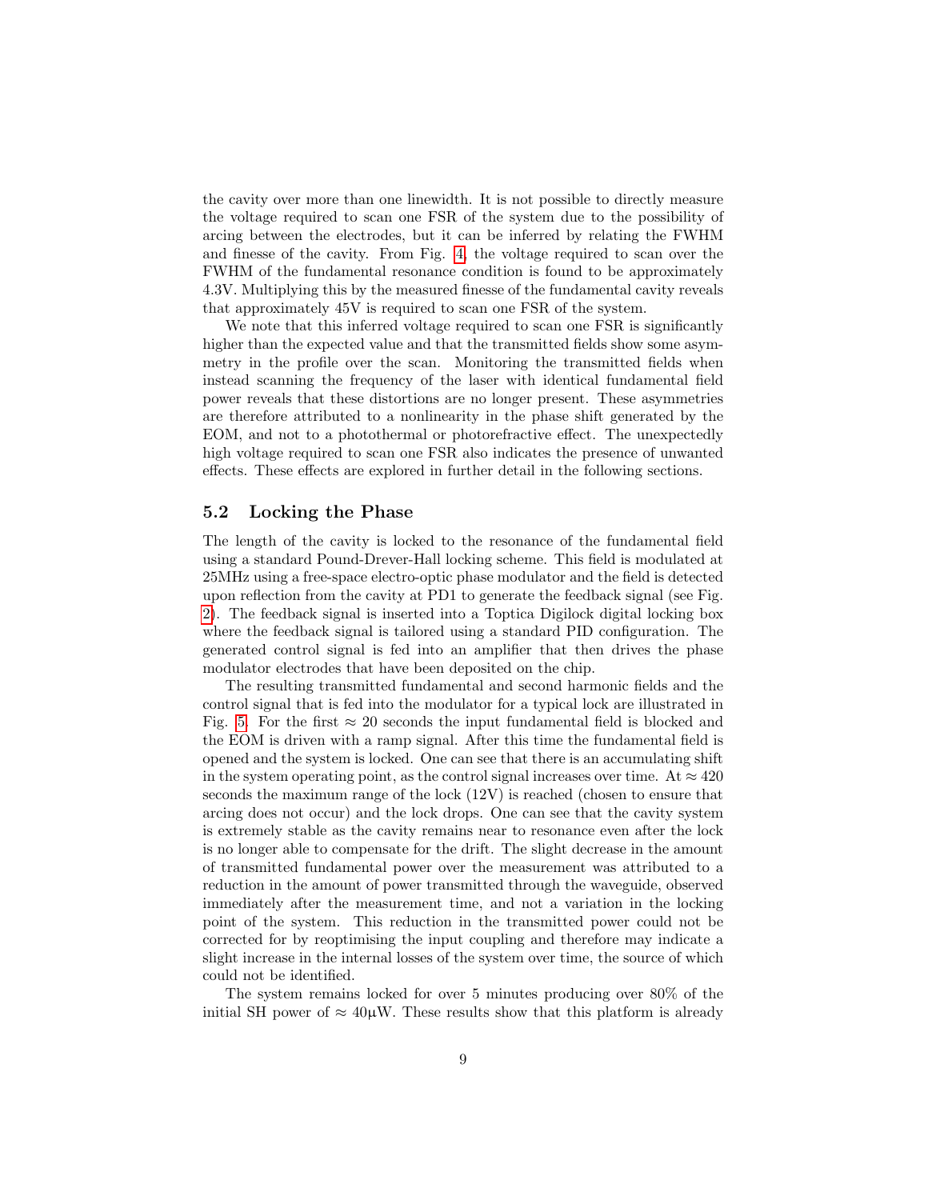the cavity over more than one linewidth. It is not possible to directly measure the voltage required to scan one FSR of the system due to the possibility of arcing between the electrodes, but it can be inferred by relating the FWHM and finesse of the cavity. From Fig. 4, the voltage required to scan over the FWHM of the fundamental resonance condition is found to be approximately 4.3V. Multiplying this by the measured finesse of the fundamental cavity reveals that approximately 45V is required to scan one FSR of the system.

We note that this inferred voltage required to scan one FSR is significantly higher than the expected value and that the transmitted fields show some asymmetry in the profile over the scan. Monitoring the transmitted fields when instead scanning the frequency of the laser with identical fundamental field power reveals that these distortions are no longer present. These asymmetries are therefore attributed to a nonlinearity in the phase shift generated by the EOM, and not to a photothermal or photorefractive effect. The unexpectedly high voltage required to scan one FSR also indicates the presence of unwanted effects. These effects are explored in further detail in the following sections.

## 5.2 Locking the Phase

The length of the cavity is locked to the resonance of the fundamental field using a standard Pound-Drever-Hall locking scheme. This field is modulated at 25MHz using a free-space electro-optic phase modulator and the field is detected upon reflection from the cavity at PD1 to generate the feedback signal (see Fig. 2). The feedback signal is inserted into a Toptica Digilock digital locking box where the feedback signal is tailored using a standard PID configuration. The generated control signal is fed into an amplifier that then drives the phase modulator electrodes that have been deposited on the chip.

The resulting transmitted fundamental and second harmonic fields and the control signal that is fed into the modulator for a typical lock are illustrated in Fig. 5. For the first $\approx 20$ seconds the input fundamental field is blocked and the EOM is driven with a ramp signal. After this time the fundamental field is opened and the system is locked. One can see that there is an accumulating shift in the system operating point, as the control signal increases over time. At $\approx 420$ seconds the maximum range of the lock (12V) is reached (chosen to ensure that arcing does not occur) and the lock drops. One can see that the cavity system is extremely stable as the cavity remains near to resonance even after the lock is no longer able to compensate for the drift. The slight decrease in the amount of transmitted fundamental power over the measurement was attributed to a reduction in the amount of power transmitted through the waveguide, observed immediately after the measurement time, and not a variation in the locking point of the system. This reduction in the transmitted power could not be corrected for by reoptimising the input coupling and therefore may indicate a slight increase in the internal losses of the system over time, the source of which could not be identified.

The system remains locked for over 5 minutes producing over 80% of the initial SH power of $\approx 40\mu\text{W}$. These results show that this platform is already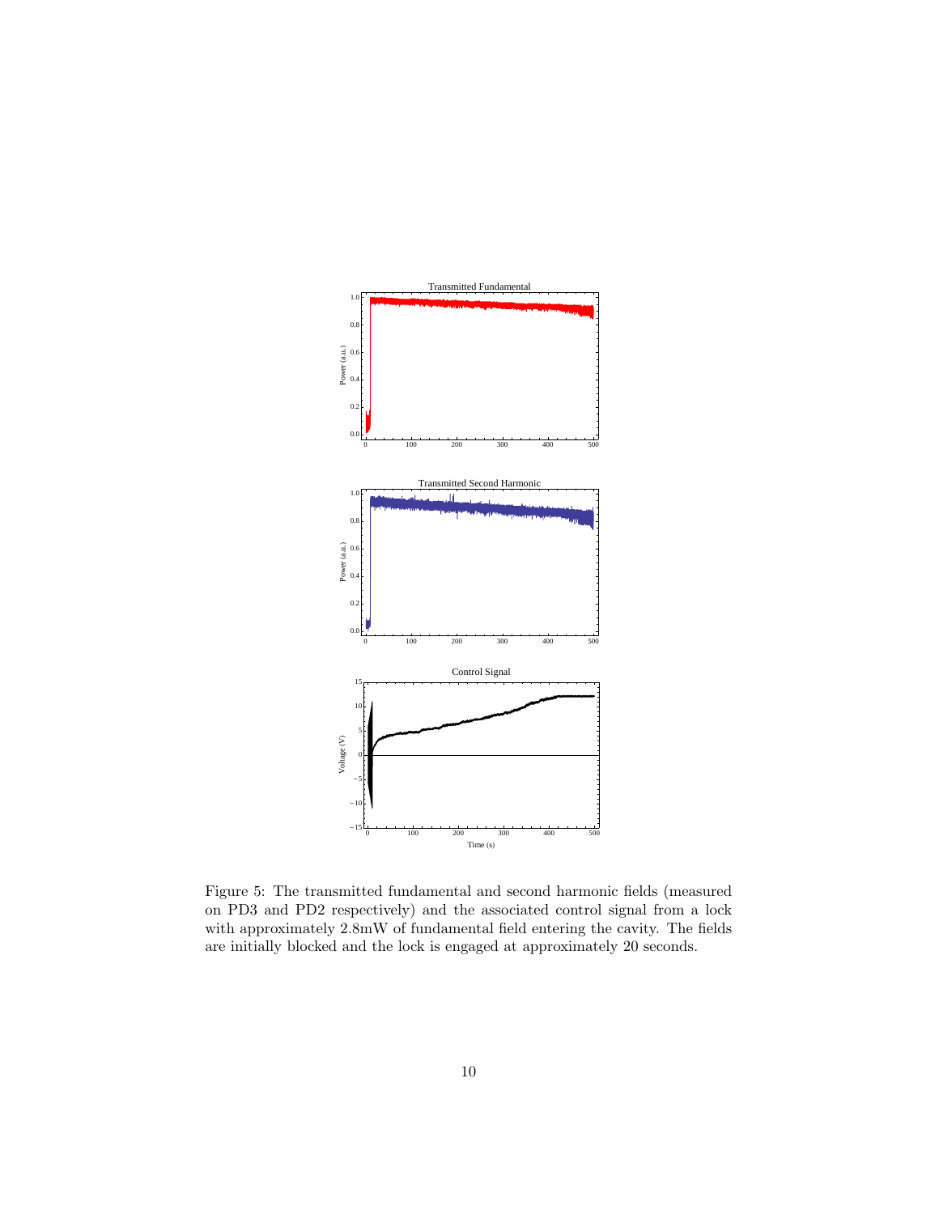Figure 5: The transmitted fundamental and second harmonic fields (measured on PD3 and PD2 respectively) and the associated control signal from a lock with approximately 2.8mW of fundamental field entering the cavity. The fields are initially blocked and the lock is engaged at approximately 20 seconds.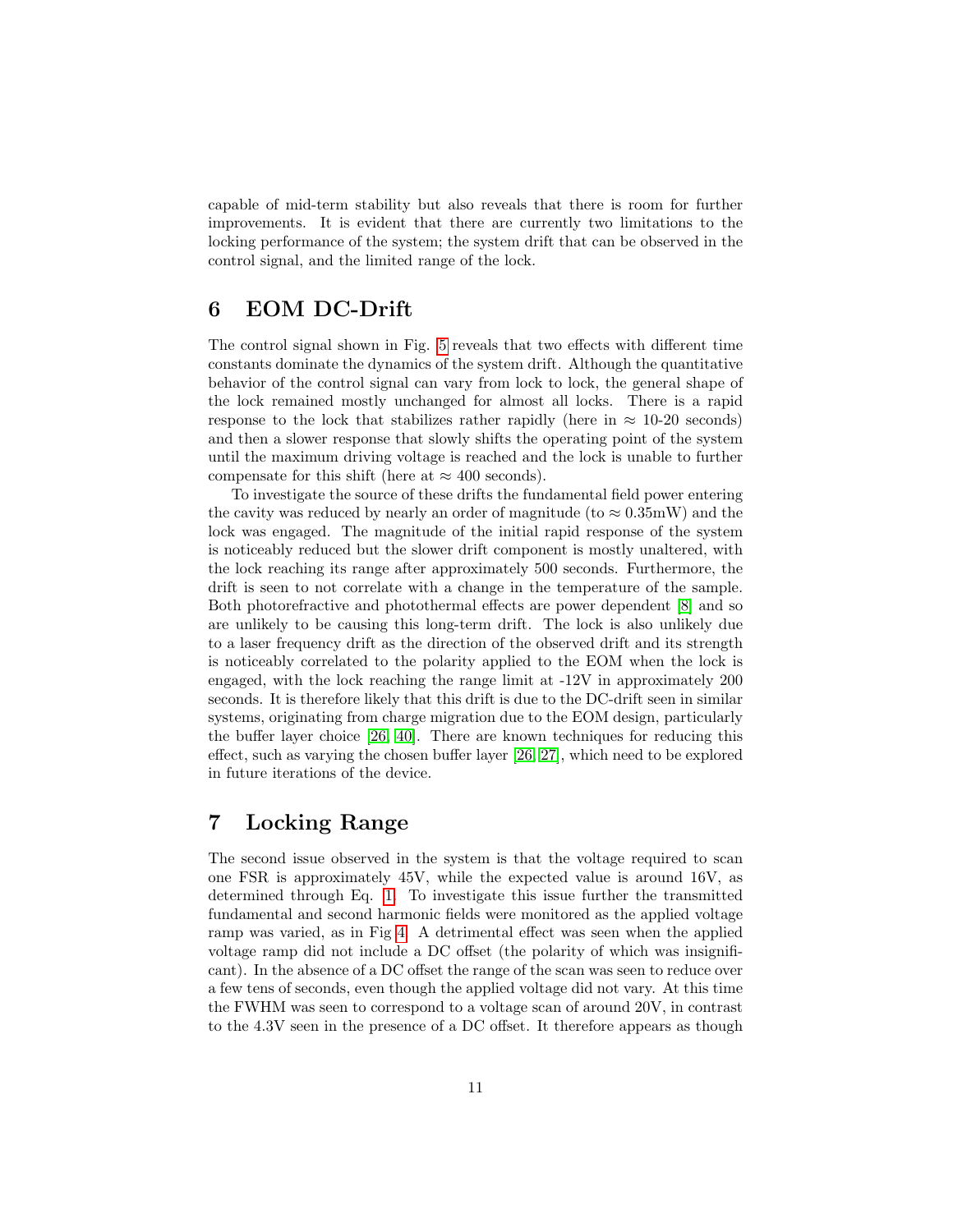capable of mid-term stability but also reveals that there is room for further improvements. It is evident that there are currently two limitations to the locking performance of the system; the system drift that can be observed in the control signal, and the limited range of the lock.

## 6 EOM DC-Drift

The control signal shown in Fig. 5 reveals that two effects with different time constants dominate the dynamics of the system drift. Although the quantitative behavior of the control signal can vary from lock to lock, the general shape of the lock remained mostly unchanged for almost all locks. There is a rapid response to the lock that stabilizes rather rapidly (here in $\approx$ 10-20 seconds) and then a slower response that slowly shifts the operating point of the system until the maximum driving voltage is reached and the lock is unable to further compensate for this shift (here at $\approx$ 400 seconds).

To investigate the source of these drifts the fundamental field power entering the cavity was reduced by nearly an order of magnitude (to $\approx$ 0.35mW) and the lock was engaged. The magnitude of the initial rapid response of the system is noticeably reduced but the slower drift component is mostly unaltered, with the lock reaching its range after approximately 500 seconds. Furthermore, the drift is seen to not correlate with a change in the temperature of the sample. Both photorefractive and photothermal effects are power dependent [8] and so are unlikely to be causing this long-term drift. The lock is also unlikely due to a laser frequency drift as the direction of the observed drift and its strength is noticeably correlated to the polarity applied to the EOM when the lock is engaged, with the lock reaching the range limit at -12V in approximately 200 seconds. It is therefore likely that this drift is due to the DC-drift seen in similar systems, originating from charge migration due to the EOM design, particularly the buffer layer choice [26, 40]. There are known techniques for reducing this effect, such as varying the chosen buffer layer [26, 27], which need to be explored in future iterations of the device.

## 7 Locking Range

The second issue observed in the system is that the voltage required to scan one FSR is approximately 45V, while the expected value is around 16V, as determined through Eq. 1. To investigate this issue further the transmitted fundamental and second harmonic fields were monitored as the applied voltage ramp was varied, as in Fig 4. A detrimental effect was seen when the applied voltage ramp did not include a DC offset (the polarity of which was insignificant). In the absence of a DC offset the range of the scan was seen to reduce over a few tens of seconds, even though the applied voltage did not vary. At this time the FWHM was seen to correspond to a voltage scan of around 20V, in contrast to the 4.3V seen in the presence of a DC offset. It therefore appears as though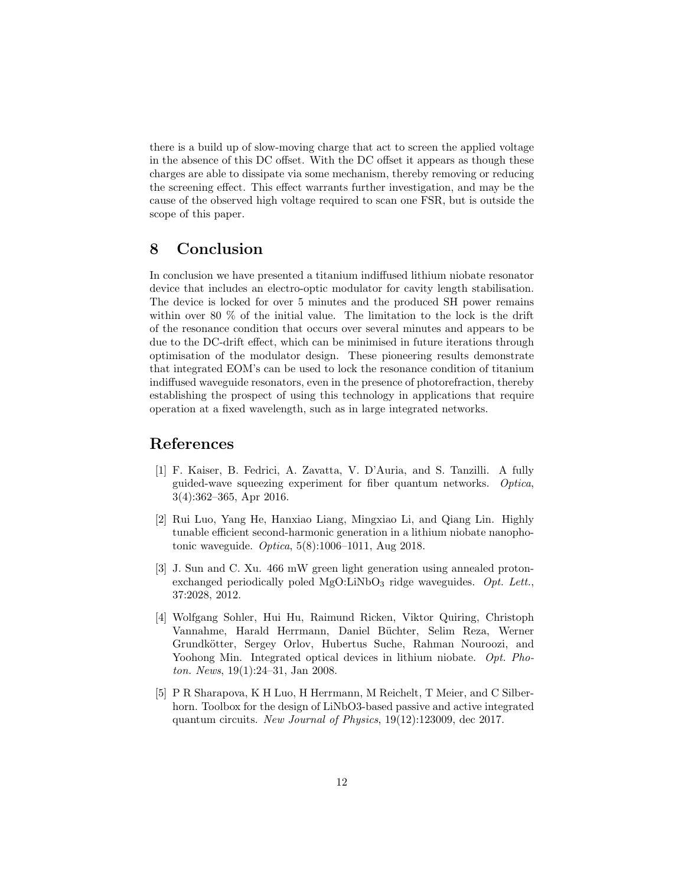there is a build up of slow-moving charge that act to screen the applied voltage in the absence of this DC offset. With the DC offset it appears as though these charges are able to dissipate via some mechanism, thereby removing or reducing the screening effect. This effect warrants further investigation, and may be the cause of the observed high voltage required to scan one FSR, but is outside the scope of this paper.

# 8 Conclusion

In conclusion we have presented a titanium indiffused lithium niobate resonator device that includes an electro-optic modulator for cavity length stabilisation. The device is locked for over 5 minutes and the produced SH power remains within over 80 % of the initial value. The limitation to the lock is the drift of the resonance condition that occurs over several minutes and appears to be due to the DC-drift effect, which can be minimised in future iterations through optimisation of the modulator design. These pioneering results demonstrate that integrated EOM's can be used to lock the resonance condition of titanium indiffused waveguide resonators, even in the presence of photorefraction, thereby establishing the prospect of using this technology in applications that require operation at a fixed wavelength, such as in large integrated networks.

# References

[1] F. Kaiser, B. Fedrici, A. Zavatta, V. D'Auria, and S. Tanzilli. A fully guided-wave squeezing experiment for fiber quantum networks. *Optica*, 3(4):362–365, Apr 2016.

[2] Rui Luo, Yang He, Hanxiao Liang, Mingxiao Li, and Qiang Lin. Highly tunable efficient second-harmonic generation in a lithium niobate nanophotonic waveguide. *Optica*, 5(8):1006–1011, Aug 2018.

[3] J. Sun and C. Xu. 466 mW green light generation using annealed proton-exchanged periodically poled MgO:$LiNbO_3$ ridge waveguides. *Opt. Lett.*, 37:2028, 2012.

[4] Wolfgang Sohler, Hui Hu, Raimund Ricken, Viktor Quiring, Christoph Vannahme, Harald Herrmann, Daniel Büchter, Selim Reza, Werner Grundkötter, Sergey Orlov, Hubertus Suche, Rahman Nouroozi, and Yoohong Min. Integrated optical devices in lithium niobate. *Opt. Photon. News*, 19(1):24–31, Jan 2008.

[5] P R Sharapova, K H Luo, H Herrmann, M Reichelt, T Meier, and C Silberhorn. Toolbox for the design of LiNbO3-based passive and active integrated quantum circuits. *New Journal of Physics*, 19(12):123009, dec 2017.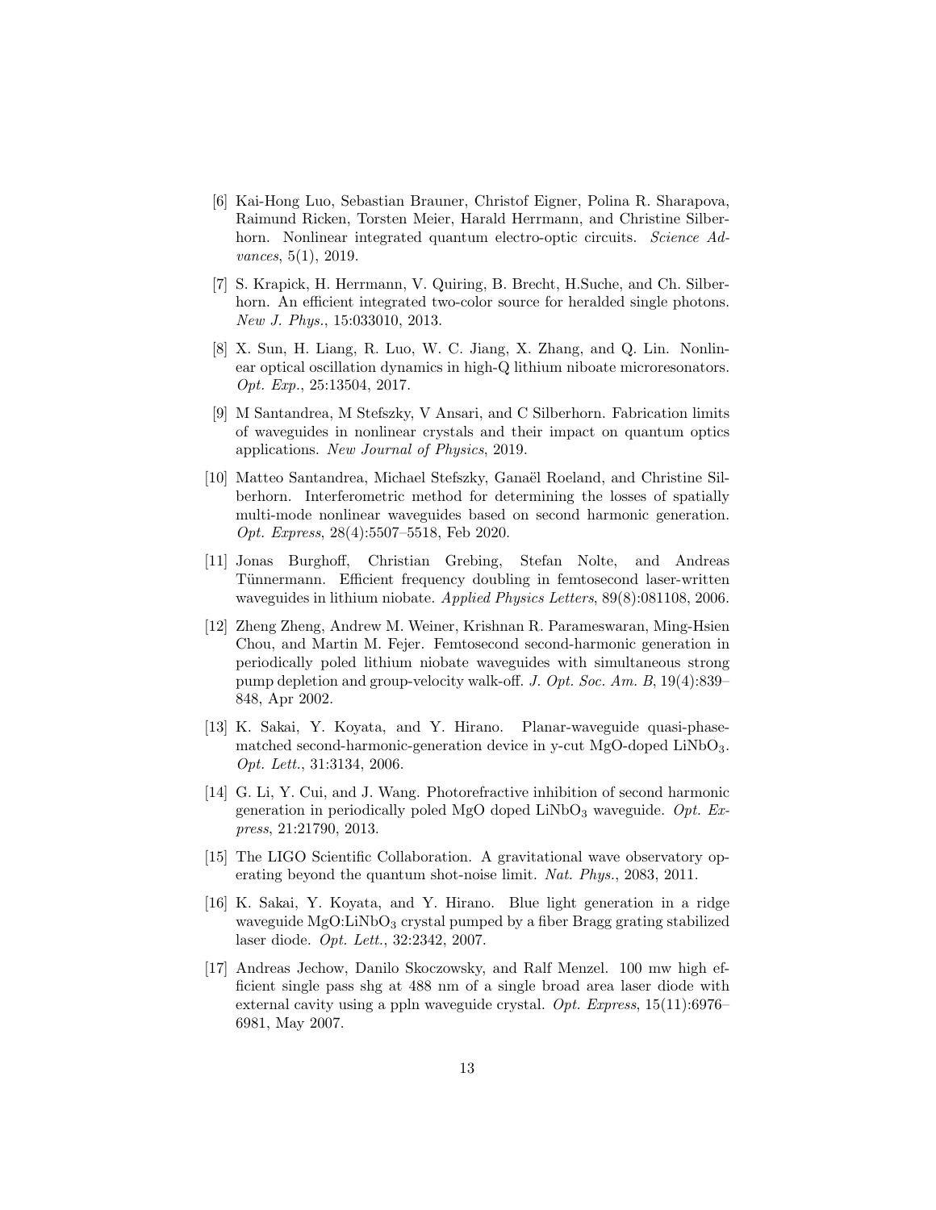[6] Kai-Hong Luo, Sebastian Brauner, Christof Eigner, Polina R. Sharapova, Raimund Ricken, Torsten Meier, Harald Herrmann, and Christine Silberhorn. Nonlinear integrated quantum electro-optic circuits. *Science Advances*, 5(1), 2019.

[7] S. Krapick, H. Herrmann, V. Quiring, B. Brecht, H.Suche, and Ch. Silberhorn. An efficient integrated two-color source for heralded single photons. *New J. Phys.*, 15:033010, 2013.

[8] X. Sun, H. Liang, R. Luo, W. C. Jiang, X. Zhang, and Q. Lin. Nonlinear optical oscillation dynamics in high-Q lithium niboate microresonators. *Opt. Exp.*, 25:13504, 2017.

[9] M Santandrea, M Stefszky, V Ansari, and C Silberhorn. Fabrication limits of waveguides in nonlinear crystals and their impact on quantum optics applications. *New Journal of Physics*, 2019.

[10] Matteo Santandrea, Michael Stefszky, Ganaël Roeland, and Christine Silberhorn. Interferometric method for determining the losses of spatially multi-mode nonlinear waveguides based on second harmonic generation. *Opt. Express*, 28(4):5507–5518, Feb 2020.

[11] Jonas Burghoff, Christian Grebing, Stefan Nolte, and Andreas Tünnermann. Efficient frequency doubling in femtosecond laser-written waveguides in lithium niobate. *Applied Physics Letters*, 89(8):081108, 2006.

[12] Zheng Zheng, Andrew M. Weiner, Krishnan R. Parameswaran, Ming-Hsien Chou, and Martin M. Fejer. Femtosecond second-harmonic generation in periodically poled lithium niobate waveguides with simultaneous strong pump depletion and group-velocity walk-off. *J. Opt. Soc. Am. B*, 19(4):839–848, Apr 2002.

[13] K. Sakai, Y. Koyata, and Y. Hirano. Planar-waveguide quasi-phase-matched second-harmonic-generation device in y-cut MgO-doped $LiNbO_3$. *Opt. Lett.*, 31:3134, 2006.

[14] G. Li, Y. Cui, and J. Wang. Photorefractive inhibition of second harmonic generation in periodically poled MgO doped $LiNbO_3$ waveguide. *Opt. Express*, 21:21790, 2013.

[15] The LIGO Scientific Collaboration. A gravitational wave observatory operating beyond the quantum shot-noise limit. *Nat. Phys.*, 2083, 2011.

[16] K. Sakai, Y. Koyata, and Y. Hirano. Blue light generation in a ridge waveguide MgO:$LiNbO_3$ crystal pumped by a fiber Bragg grating stabilized laser diode. *Opt. Lett.*, 32:2342, 2007.

[17] Andreas Jechow, Danilo Skoczowsky, and Ralf Menzel. 100 mw high efficient single pass shg at 488 nm of a single broad area laser diode with external cavity using a ppln waveguide crystal. *Opt. Express*, 15(11):6976–6981, May 2007.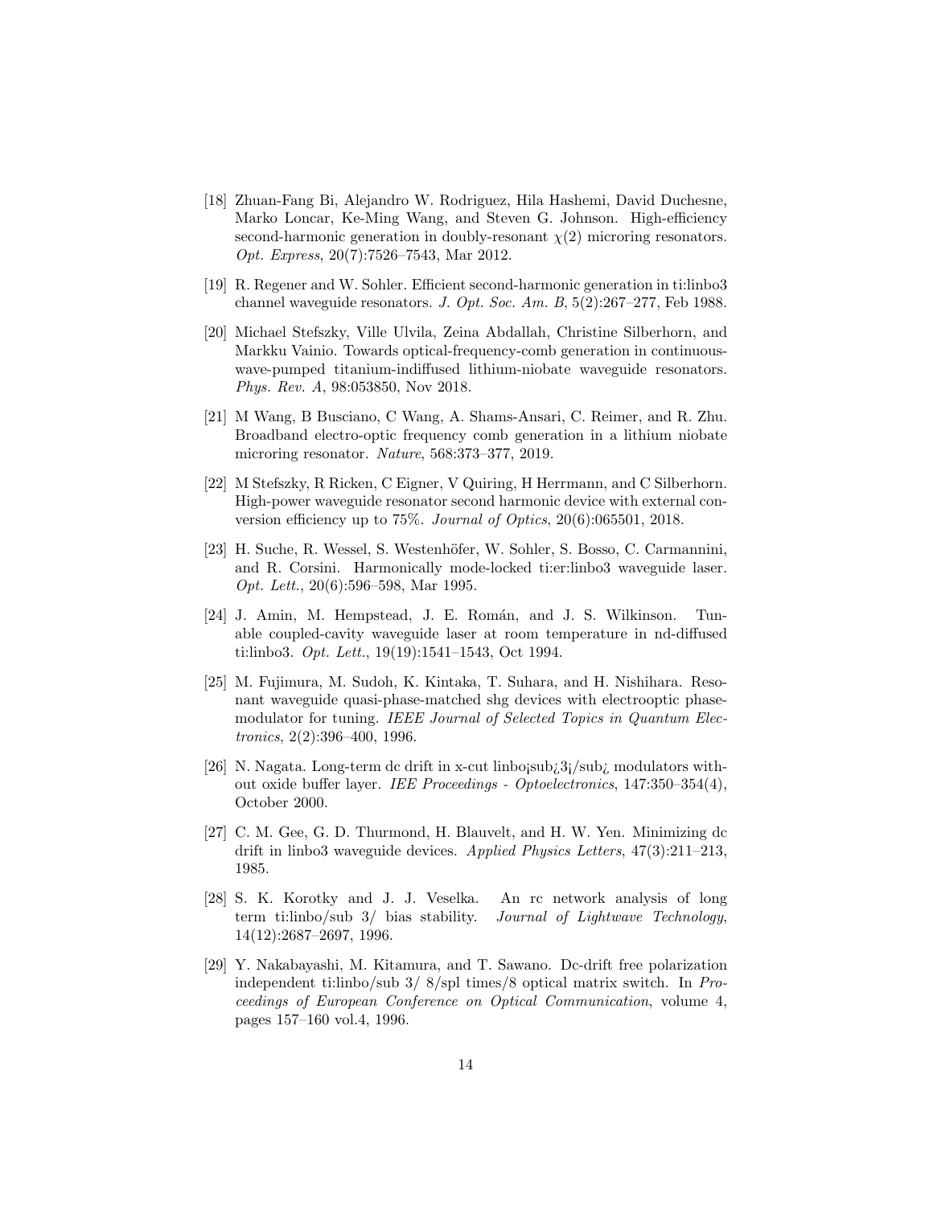[18] Zhuan-Fang Bi, Alejandro W. Rodriguez, Hila Hashemi, David Duchesne, Marko Loncar, Ke-Ming Wang, and Steven G. Johnson. High-efficiency second-harmonic generation in doubly-resonant $\chi(2)$ microring resonators. *Opt. Express*, 20(7):7526–7543, Mar 2012.

[19] R. Regener and W. Sohler. Efficient second-harmonic generation in ti:linbo3 channel waveguide resonators. *J. Opt. Soc. Am. B*, 5(2):267–277, Feb 1988.

[20] Michael Stefszky, Ville Ulvila, Zeina Abdallah, Christine Silberhorn, and Markku Vainio. Towards optical-frequency-comb generation in continuous-wave-pumped titanium-indiffused lithium-niobate waveguide resonators. *Phys. Rev. A*, 98:053850, Nov 2018.

[21] M Wang, B Busciano, C Wang, A. Shams-Ansari, C. Reimer, and R. Zhu. Broadband electro-optic frequency comb generation in a lithium niobate microring resonator. *Nature*, 568:373–377, 2019.

[22] M Stefszky, R Ricken, C Eigner, V Quiring, H Herrmann, and C Silberhorn. High-power waveguide resonator second harmonic device with external conversion efficiency up to 75%. *Journal of Optics*, 20(6):065501, 2018.

[23] H. Suche, R. Wessel, S. Westenhöfer, W. Sohler, S. Bosso, C. Carmannini, and R. Corsini. Harmonically mode-locked ti:er:linbo3 waveguide laser. *Opt. Lett.*, 20(6):596–598, Mar 1995.

[24] J. Amin, M. Hempstead, J. E. Román, and J. S. Wilkinson. Tunable coupled-cavity waveguide laser at room temperature in nd-diffused ti:linbo3. *Opt. Lett.*, 19(19):1541–1543, Oct 1994.

[25] M. Fujimura, M. Sudoh, K. Kintaka, T. Suhara, and H. Nishihara. Resonant waveguide quasi-phase-matched shg devices with electrooptic phase-modulator for tuning. *IEEE Journal of Selected Topics in Quantum Electronics*, 2(2):396–400, 1996.

[26] N. Nagata. Long-term dc drift in x-cut linbo¡sub¿3¡/sub¿ modulators without oxide buffer layer. *IEE Proceedings - Optoelectronics*, 147:350–354(4), October 2000.

[27] C. M. Gee, G. D. Thurmond, H. Blauvelt, and H. W. Yen. Minimizing dc drift in linbo3 waveguide devices. *Applied Physics Letters*, 47(3):211–213, 1985.

[28] S. K. Korotky and J. J. Veselka. An rc network analysis of long term ti:linbo/sub 3/ bias stability. *Journal of Lightwave Technology*, 14(12):2687–2697, 1996.

[29] Y. Nakabayashi, M. Kitamura, and T. Sawano. Dc-drift free polarization independent ti:linbo/sub 3/ 8/spl times/8 optical matrix switch. In *Proceedings of European Conference on Optical Communication*, volume 4, pages 157–160 vol.4, 1996.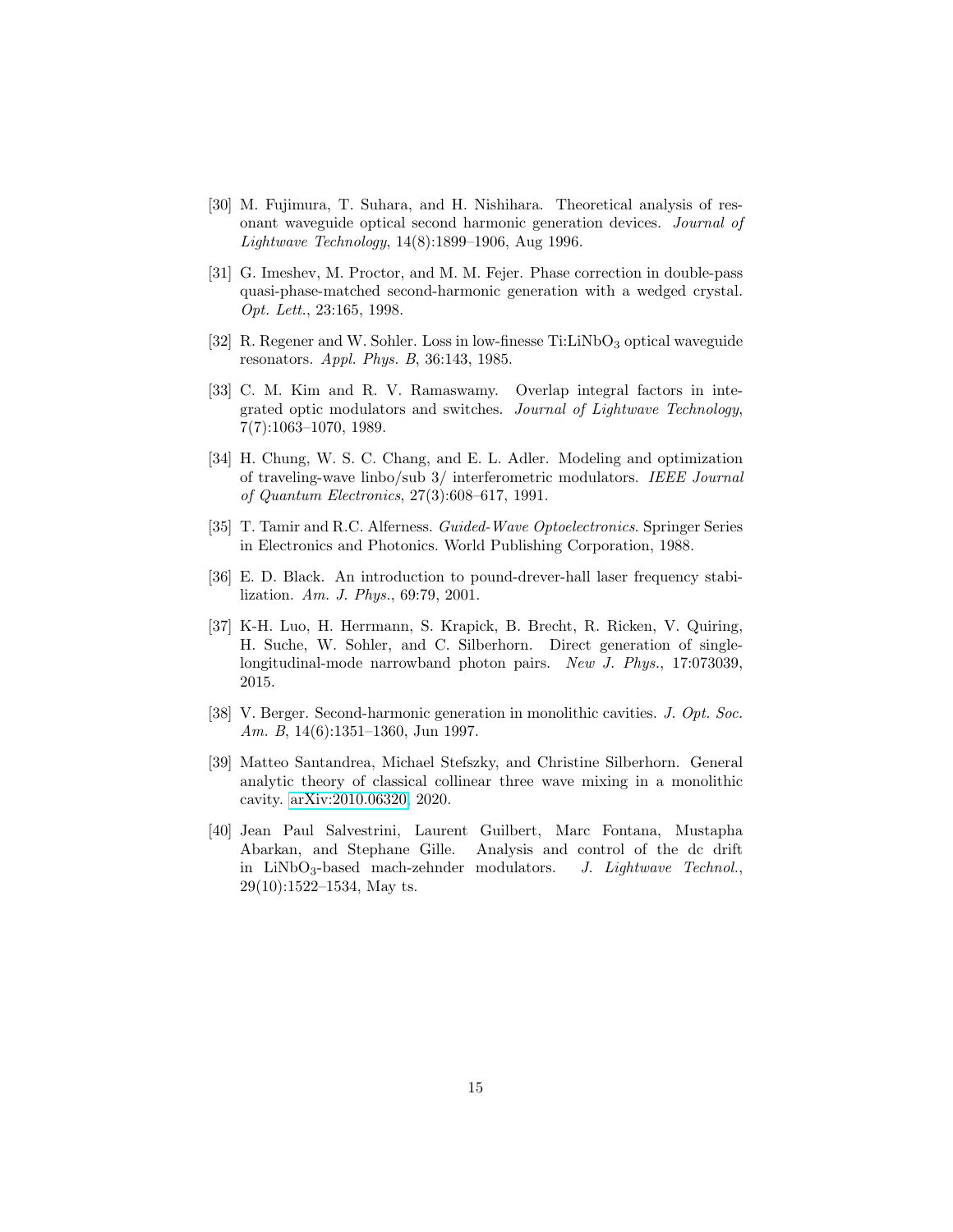[30] M. Fujimura, T. Suhara, and H. Nishihara. Theoretical analysis of resonant waveguide optical second harmonic generation devices. *Journal of Lightwave Technology*, 14(8):1899–1906, Aug 1996.

[31] G. Imeshev, M. Proctor, and M. M. Fejer. Phase correction in double-pass quasi-phase-matched second-harmonic generation with a wedged crystal. *Opt. Lett.*, 23:165, 1998.

[32] R. Regener and W. Sohler. Loss in low-finesse Ti:$LiNbO_3$ optical waveguide resonators. *Appl. Phys. B*, 36:143, 1985.

[33] C. M. Kim and R. V. Ramaswamy. Overlap integral factors in integrated optic modulators and switches. *Journal of Lightwave Technology*, 7(7):1063–1070, 1989.

[34] H. Chung, W. S. C. Chang, and E. L. Adler. Modeling and optimization of traveling-wave linbo/sub 3/ interferometric modulators. *IEEE Journal of Quantum Electronics*, 27(3):608–617, 1991.

[35] T. Tamir and R.C. Alferness. *Guided-Wave Optoelectronics*. Springer Series in Electronics and Photonics. World Publishing Corporation, 1988.

[36] E. D. Black. An introduction to pound-drever-hall laser frequency stabilization. *Am. J. Phys.*, 69:79, 2001.

[37] K-H. Luo, H. Herrmann, S. Krapick, B. Brecht, R. Ricken, V. Quiring, H. Suche, W. Sohler, and C. Silberhorn. Direct generation of single-longitudinal-mode narrowband photon pairs. *New J. Phys.*, 17:073039, 2015.

[38] V. Berger. Second-harmonic generation in monolithic cavities. *J. Opt. Soc. Am. B*, 14(6):1351–1360, Jun 1997.

[39] Matteo Santandrea, Michael Stefszky, and Christine Silberhorn. General analytic theory of classical collinear three wave mixing in a monolithic cavity. arXiv:2010.06320, 2020.

[40] Jean Paul Salvestrini, Laurent Guilbert, Marc Fontana, Mustapha Abarkan, and Stephane Gille. Analysis and control of the dc drift in $LiNbO_3$-based mach-zehnder modulators. *J. Lightwave Technol.*, 29(10):1522–1534, May ts.